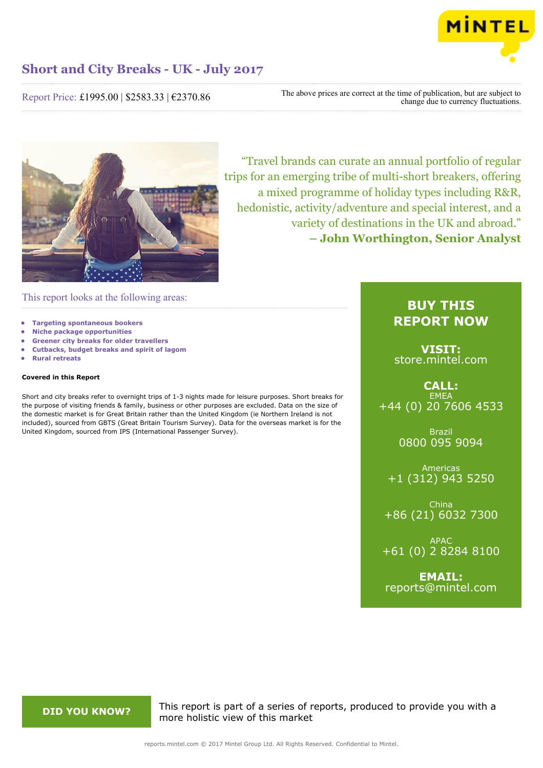# Short and City Breaks - UK - July 2017

Report Price: £1995.00 | $2583.33 | €2370.86

The above prices are correct at the time of publication, but are subject to change due to currency fluctuations.

> "Travel brands can curate an annual portfolio of regular trips for an emerging tribe of multi-short breakers, offering a mixed programme of holiday types including R&R, hedonistic, activity/adventure and special interest, and a variety of destinations in the UK and abroad."
> **– John Worthington, Senior Analyst**

## This report looks at the following areas:

- **Targeting spontaneous bookers**
- **Niche package opportunities**
- **Greener city breaks for older travellers**
- **Cutbacks, budget breaks and spirit of lagom**
- **Rural retreats**

**Covered in this Report**

Short and city breaks refer to overnight trips of 1-3 nights made for leisure purposes. Short breaks for the purpose of visiting friends & family, business or other purposes are excluded. Data on the size of the domestic market is for Great Britain rather than the United Kingdom (ie Northern Ireland is not included), sourced from GBTS (Great Britain Tourism Survey). Data for the overseas market is for the United Kingdom, sourced from IPS (International Passenger Survey).

**BUY THIS REPORT NOW**

**VISIT:**
store.mintel.com

**CALL:**

EMEA
+44 (0) 20 7606 4533

Brazil
0800 095 9094

Americas
+1 (312) 943 5250

China
+86 (21) 6032 7300

APAC
+61 (0) 2 8284 8100

**EMAIL:**
reports@mintel.com

**DID YOU KNOW?**

This report is part of a series of reports, produced to provide you with a more holistic view of this market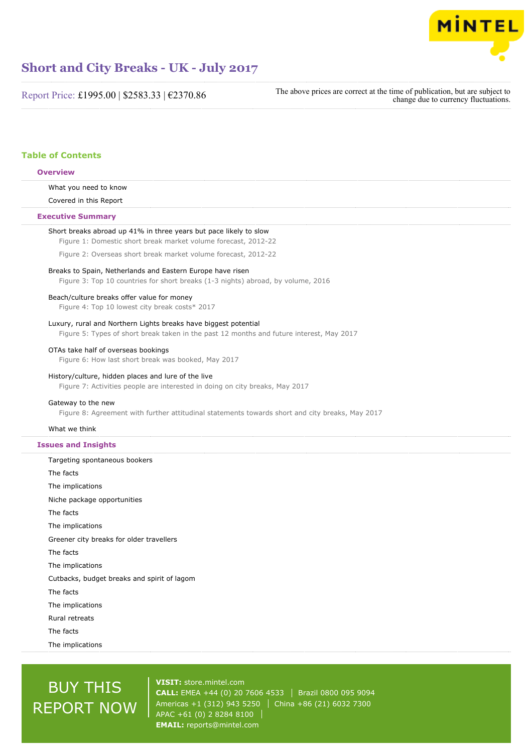# Short and City Breaks - UK - July 2017

Report Price: £1995.00 | $2583.33 | €2370.86

The above prices are correct at the time of publication, but are subject to change due to currency fluctuations.

## Table of Contents

### Overview

What you need to know

Covered in this Report

### Executive Summary

Short breaks abroad up 41% in three years but pace likely to slow

Figure 1: Domestic short break market volume forecast, 2012-22

Figure 2: Overseas short break market volume forecast, 2012-22

Breaks to Spain, Netherlands and Eastern Europe have risen

Figure 3: Top 10 countries for short breaks (1-3 nights) abroad, by volume, 2016

Beach/culture breaks offer value for money

Figure 4: Top 10 lowest city break costs* 2017

Luxury, rural and Northern Lights breaks have biggest potential

Figure 5: Types of short break taken in the past 12 months and future interest, May 2017

OTAs take half of overseas bookings

Figure 6: How last short break was booked, May 2017

History/culture, hidden places and lure of the live

Figure 7: Activities people are interested in doing on city breaks, May 2017

Gateway to the new

Figure 8: Agreement with further attitudinal statements towards short and city breaks, May 2017

What we think

### Issues and Insights

Targeting spontaneous bookers

The facts

The implications

Niche package opportunities

The facts

The implications

Greener city breaks for older travellers

The facts

The implications

Cutbacks, budget breaks and spirit of lagom

The facts

The implications

Rural retreats

The facts

The implications

BUY THIS REPORT NOW

**VISIT:** store.mintel.com

**CALL:** EMEA +44 (0) 20 7606 4533 | Brazil 0800 095 9094

Americas +1 (312) 943 5250 | China +86 (21) 6032 7300

APAC +61 (0) 2 8284 8100

**EMAIL:** reports@mintel.com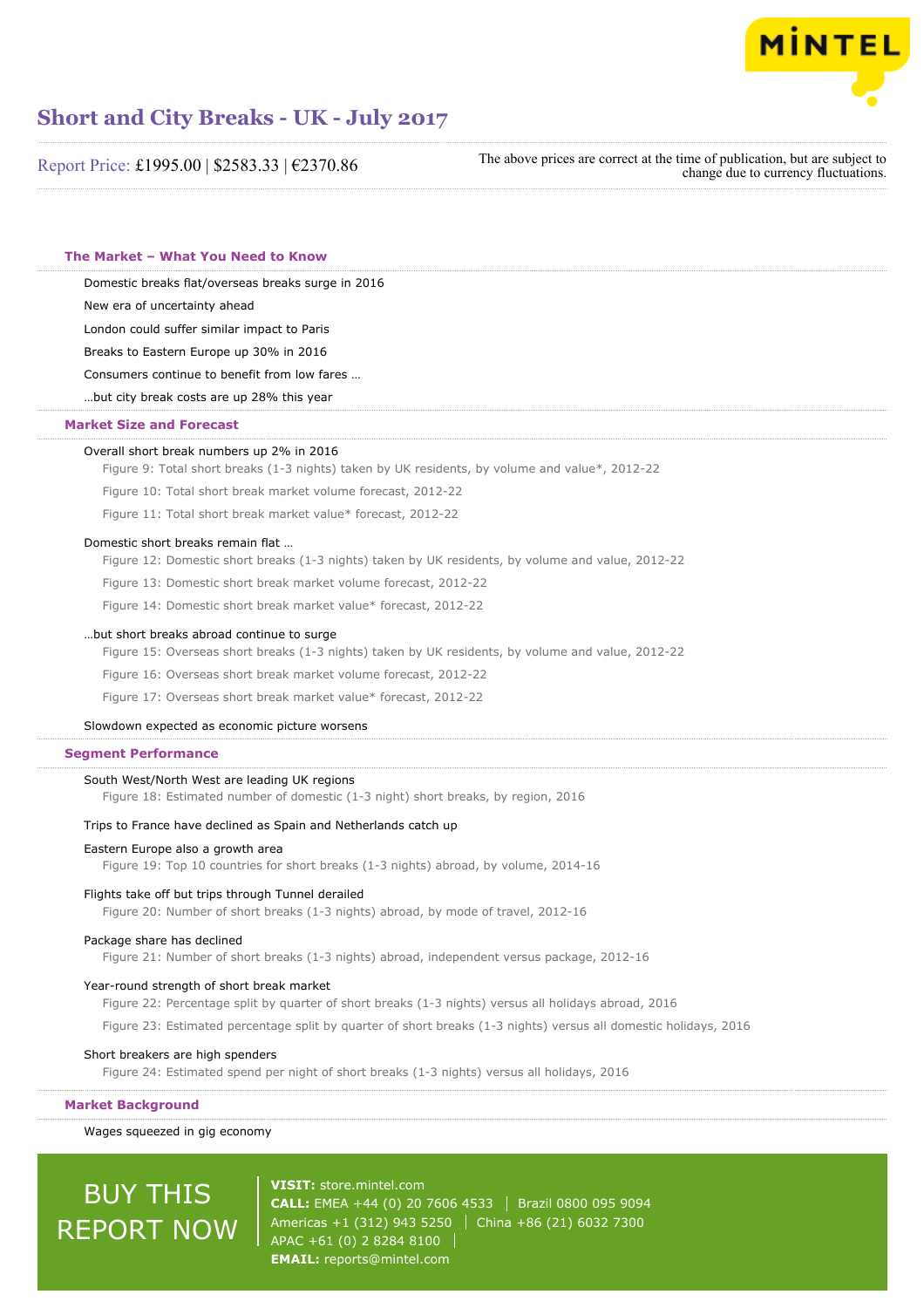# Short and City Breaks - UK - July 2017

Report Price: £1995.00 | $2583.33 | €2370.86

The above prices are correct at the time of publication, but are subject to change due to currency fluctuations.

## The Market – What You Need to Know

Domestic breaks flat/overseas breaks surge in 2016

New era of uncertainty ahead

London could suffer similar impact to Paris

Breaks to Eastern Europe up 30% in 2016

Consumers continue to benefit from low fares …

…but city break costs are up 28% this year

## Market Size and Forecast

Overall short break numbers up 2% in 2016

- Figure 9: Total short breaks (1-3 nights) taken by UK residents, by volume and value*, 2012-22
- Figure 10: Total short break market volume forecast, 2012-22
- Figure 11: Total short break market value* forecast, 2012-22

Domestic short breaks remain flat …

- Figure 12: Domestic short breaks (1-3 nights) taken by UK residents, by volume and value, 2012-22
- Figure 13: Domestic short break market volume forecast, 2012-22
- Figure 14: Domestic short break market value* forecast, 2012-22

…but short breaks abroad continue to surge

- Figure 15: Overseas short breaks (1-3 nights) taken by UK residents, by volume and value, 2012-22
- Figure 16: Overseas short break market volume forecast, 2012-22
- Figure 17: Overseas short break market value* forecast, 2012-22

Slowdown expected as economic picture worsens

## Segment Performance

South West/North West are leading UK regions

- Figure 18: Estimated number of domestic (1-3 night) short breaks, by region, 2016

Trips to France have declined as Spain and Netherlands catch up

Eastern Europe also a growth area

- Figure 19: Top 10 countries for short breaks (1-3 nights) abroad, by volume, 2014-16

Flights take off but trips through Tunnel derailed

- Figure 20: Number of short breaks (1-3 nights) abroad, by mode of travel, 2012-16

Package share has declined

- Figure 21: Number of short breaks (1-3 nights) abroad, independent versus package, 2012-16

Year-round strength of short break market

- Figure 22: Percentage split by quarter of short breaks (1-3 nights) versus all holidays abroad, 2016
- Figure 23: Estimated percentage split by quarter of short breaks (1-3 nights) versus all domestic holidays, 2016

Short breakers are high spenders

- Figure 24: Estimated spend per night of short breaks (1-3 nights) versus all holidays, 2016

## Market Background

Wages squeezed in gig economy

BUY THIS REPORT NOW

**VISIT:** store.mintel.com
**CALL:** EMEA +44 (0) 20 7606 4533 | Brazil 0800 095 9094
Americas +1 (312) 943 5250 | China +86 (21) 6032 7300
APAC +61 (0) 2 8284 8100
**EMAIL:** reports@mintel.com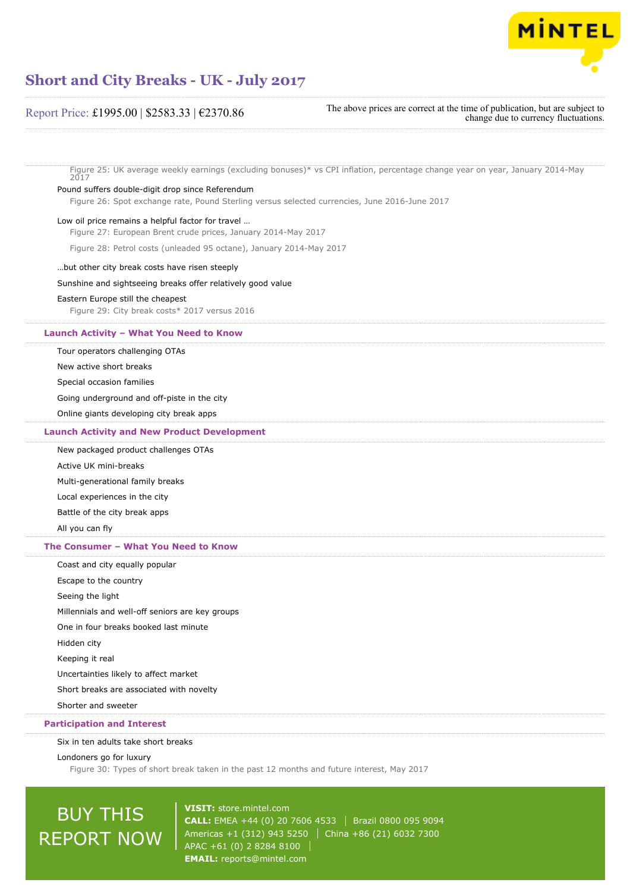Figure 25: UK average weekly earnings (excluding bonuses)* vs CPI inflation, percentage change year on year, January 2014-May 2017

Pound suffers double-digit drop since Referendum

Figure 26: Spot exchange rate, Pound Sterling versus selected currencies, June 2016-June 2017

Low oil price remains a helpful factor for travel …

Figure 27: European Brent crude prices, January 2014-May 2017

Figure 28: Petrol costs (unleaded 95 octane), January 2014-May 2017

…but other city break costs have risen steeply

Sunshine and sightseeing breaks offer relatively good value

Eastern Europe still the cheapest

Figure 29: City break costs* 2017 versus 2016

## Launch Activity – What You Need to Know

Tour operators challenging OTAs

New active short breaks

Special occasion families

Going underground and off-piste in the city

Online giants developing city break apps

## Launch Activity and New Product Development

New packaged product challenges OTAs

Active UK mini-breaks

Multi-generational family breaks

Local experiences in the city

Battle of the city break apps

All you can fly

## The Consumer – What You Need to Know

Coast and city equally popular

Escape to the country

Seeing the light

Millennials and well-off seniors are key groups

One in four breaks booked last minute

Hidden city

Keeping it real

Uncertainties likely to affect market

Short breaks are associated with novelty

Shorter and sweeter

## Participation and Interest

Six in ten adults take short breaks

Londoners go for luxury

Figure 30: Types of short break taken in the past 12 months and future interest, May 2017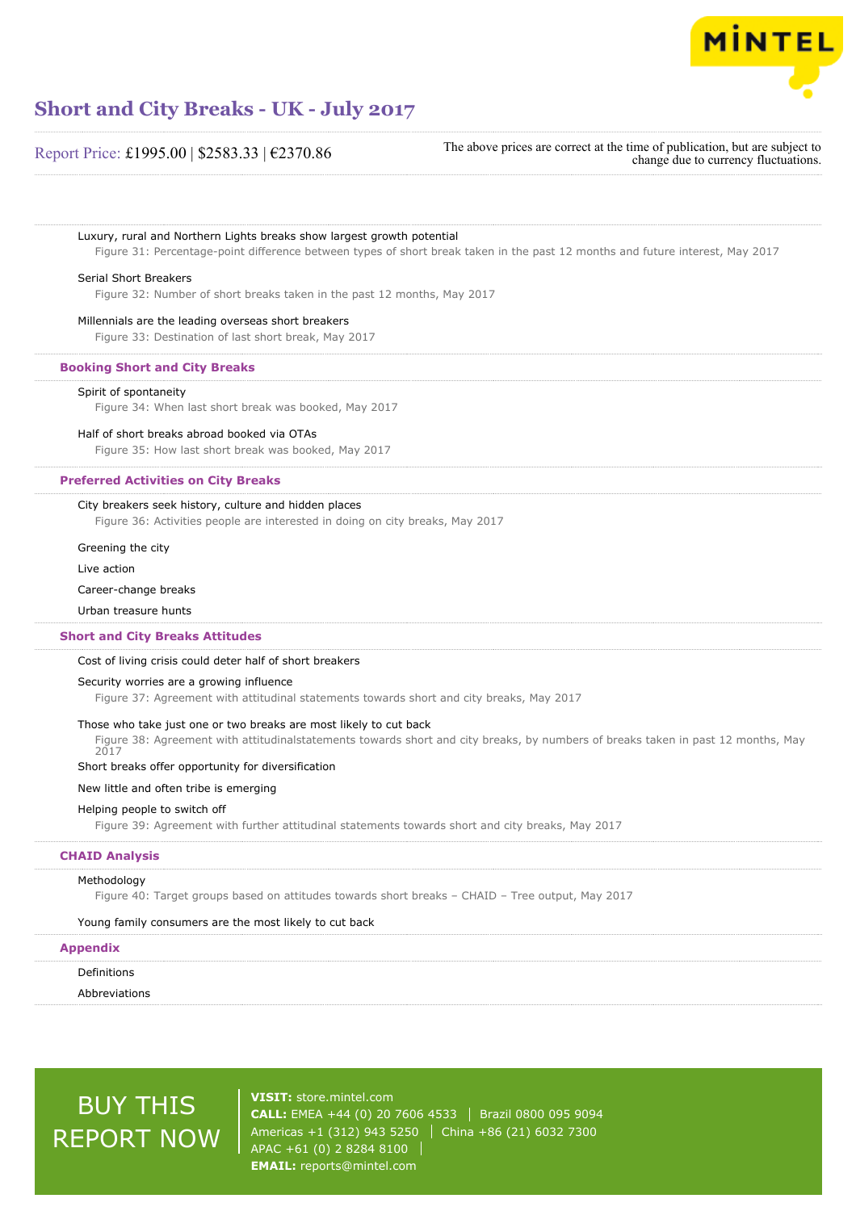Luxury, rural and Northern Lights breaks show largest growth potential

Figure 31: Percentage-point difference between types of short break taken in the past 12 months and future interest, May 2017

Serial Short Breakers

Figure 32: Number of short breaks taken in the past 12 months, May 2017

Millennials are the leading overseas short breakers

Figure 33: Destination of last short break, May 2017

## Booking Short and City Breaks

Spirit of spontaneity

Figure 34: When last short break was booked, May 2017

Half of short breaks abroad booked via OTAs

Figure 35: How last short break was booked, May 2017

## Preferred Activities on City Breaks

City breakers seek history, culture and hidden places

Figure 36: Activities people are interested in doing on city breaks, May 2017

Greening the city

Live action

Career-change breaks

Urban treasure hunts

## Short and City Breaks Attitudes

Cost of living crisis could deter half of short breakers

Security worries are a growing influence

Figure 37: Agreement with attitudinal statements towards short and city breaks, May 2017

Those who take just one or two breaks are most likely to cut back

Figure 38: Agreement with attitudinalstatements towards short and city breaks, by numbers of breaks taken in past 12 months, May 2017

Short breaks offer opportunity for diversification

New little and often tribe is emerging

Helping people to switch off

Figure 39: Agreement with further attitudinal statements towards short and city breaks, May 2017

## CHAID Analysis

Methodology

Figure 40: Target groups based on attitudes towards short breaks – CHAID – Tree output, May 2017

Young family consumers are the most likely to cut back

## Appendix

Definitions

Abbreviations